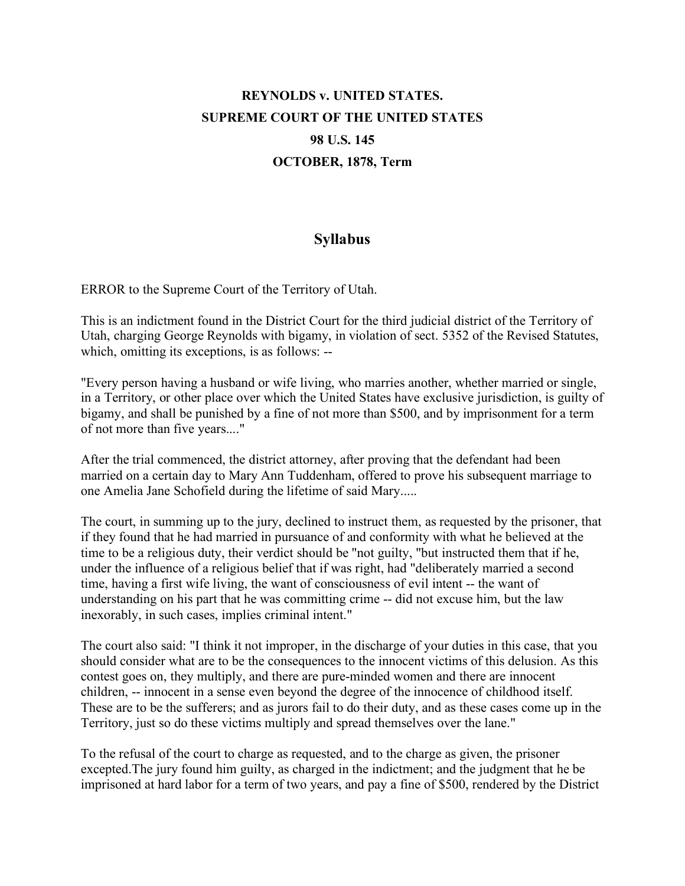**REYNOLDS v. UNITED STATES.**

**SUPREME COURT OF THE UNITED STATES**

**98 U.S. 145**

**OCTOBER, 1878, Term**

## Syllabus

ERROR to the Supreme Court of the Territory of Utah.

This is an indictment found in the District Court for the third judicial district of the Territory of Utah, charging George Reynolds with bigamy, in violation of sect. 5352 of the Revised Statutes, which, omitting its exceptions, is as follows: --

"Every person having a husband or wife living, who marries another, whether married or single, in a Territory, or other place over which the United States have exclusive jurisdiction, is guilty of bigamy, and shall be punished by a fine of not more than $500, and by imprisonment for a term of not more than five years...."

After the trial commenced, the district attorney, after proving that the defendant had been married on a certain day to Mary Ann Tuddenham, offered to prove his subsequent marriage to one Amelia Jane Schofield during the lifetime of said Mary.....

The court, in summing up to the jury, declined to instruct them, as requested by the prisoner, that if they found that he had married in pursuance of and conformity with what he believed at the time to be a religious duty, their verdict should be "not guilty, "but instructed them that if he, under the influence of a religious belief that if was right, had "deliberately married a second time, having a first wife living, the want of consciousness of evil intent -- the want of understanding on his part that he was committing crime -- did not excuse him, but the law inexorably, in such cases, implies criminal intent."

The court also said: "I think it not improper, in the discharge of your duties in this case, that you should consider what are to be the consequences to the innocent victims of this delusion. As this contest goes on, they multiply, and there are pure-minded women and there are innocent children, -- innocent in a sense even beyond the degree of the innocence of childhood itself. These are to be the sufferers; and as jurors fail to do their duty, and as these cases come up in the Territory, just so do these victims multiply and spread themselves over the lane."

To the refusal of the court to charge as requested, and to the charge as given, the prisoner excepted.The jury found him guilty, as charged in the indictment; and the judgment that he be imprisoned at hard labor for a term of two years, and pay a fine of $500, rendered by the District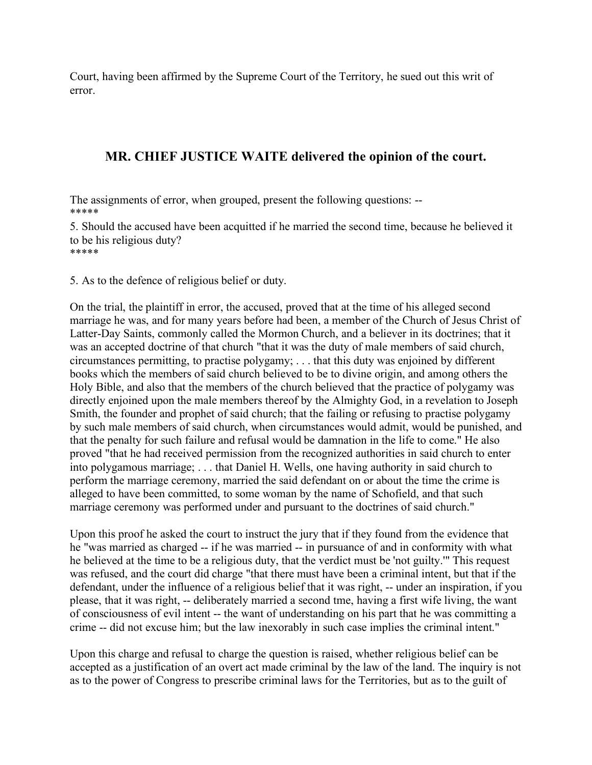Court, having been affirmed by the Supreme Court of the Territory, he sued out this writ of error.

## MR. CHIEF JUSTICE WAITE delivered the opinion of the court.

The assignments of error, when grouped, present the following questions: --
*****
5. Should the accused have been acquitted if he married the second time, because he believed it to be his religious duty?
*****

5. As to the defence of religious belief or duty.

On the trial, the plaintiff in error, the accused, proved that at the time of his alleged second marriage he was, and for many years before had been, a member of the Church of Jesus Christ of Latter-Day Saints, commonly called the Mormon Church, and a believer in its doctrines; that it was an accepted doctrine of that church "that it was the duty of male members of said church, circumstances permitting, to practise polygamy; . . . that this duty was enjoined by different books which the members of said church believed to be to divine origin, and among others the Holy Bible, and also that the members of the church believed that the practice of polygamy was directly enjoined upon the male members thereof by the Almighty God, in a revelation to Joseph Smith, the founder and prophet of said church; that the failing or refusing to practise polygamy by such male members of said church, when circumstances would admit, would be punished, and that the penalty for such failure and refusal would be damnation in the life to come." He also proved "that he had received permission from the recognized authorities in said church to enter into polygamous marriage; . . . that Daniel H. Wells, one having authority in said church to perform the marriage ceremony, married the said defendant on or about the time the crime is alleged to have been committed, to some woman by the name of Schofield, and that such marriage ceremony was performed under and pursuant to the doctrines of said church."

Upon this proof he asked the court to instruct the jury that if they found from the evidence that he "was married as charged -- if he was married -- in pursuance of and in conformity with what he believed at the time to be a religious duty, that the verdict must be 'not guilty.'" This request was refused, and the court did charge "that there must have been a criminal intent, but that if the defendant, under the influence of a religious belief that it was right, -- under an inspiration, if you please, that it was right, -- deliberately married a second tme, having a first wife living, the want of consciousness of evil intent -- the want of understanding on his part that he was committing a crime -- did not excuse him; but the law inexorably in such case implies the criminal intent."

Upon this charge and refusal to charge the question is raised, whether religious belief can be accepted as a justification of an overt act made criminal by the law of the land. The inquiry is not as to the power of Congress to prescribe criminal laws for the Territories, but as to the guilt of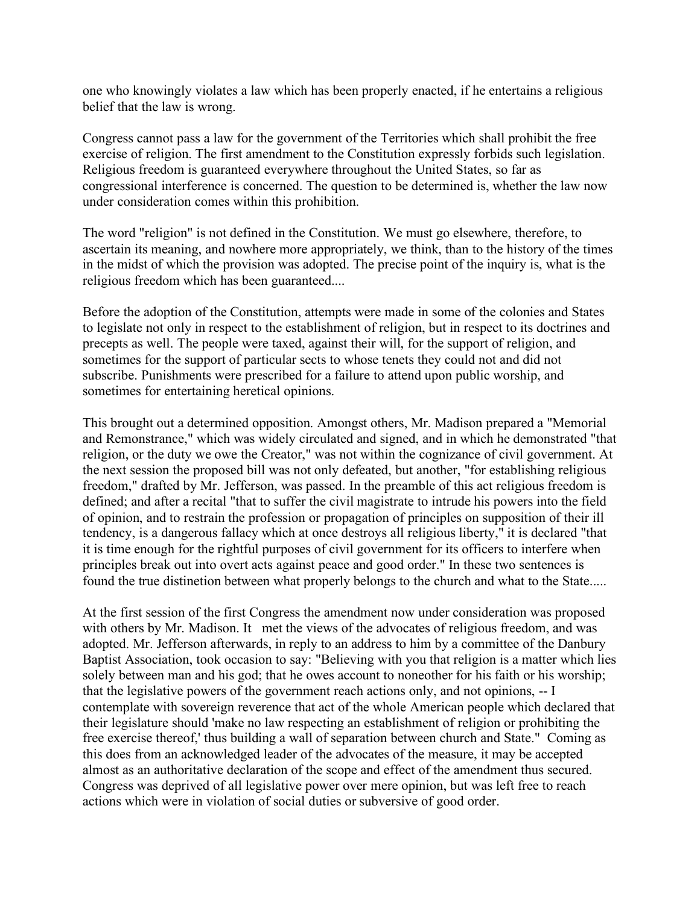one who knowingly violates a law which has been properly enacted, if he entertains a religious belief that the law is wrong.

Congress cannot pass a law for the government of the Territories which shall prohibit the free exercise of religion. The first amendment to the Constitution expressly forbids such legislation. Religious freedom is guaranteed everywhere throughout the United States, so far as congressional interference is concerned. The question to be determined is, whether the law now under consideration comes within this prohibition.

The word "religion" is not defined in the Constitution. We must go elsewhere, therefore, to ascertain its meaning, and nowhere more appropriately, we think, than to the history of the times in the midst of which the provision was adopted. The precise point of the inquiry is, what is the religious freedom which has been guaranteed....

Before the adoption of the Constitution, attempts were made in some of the colonies and States to legislate not only in respect to the establishment of religion, but in respect to its doctrines and precepts as well. The people were taxed, against their will, for the support of religion, and sometimes for the support of particular sects to whose tenets they could not and did not subscribe. Punishments were prescribed for a failure to attend upon public worship, and sometimes for entertaining heretical opinions.

This brought out a determined opposition. Amongst others, Mr. Madison prepared a "Memorial and Remonstrance," which was widely circulated and signed, and in which he demonstrated "that religion, or the duty we owe the Creator," was not within the cognizance of civil government. At the next session the proposed bill was not only defeated, but another, "for establishing religious freedom," drafted by Mr. Jefferson, was passed. In the preamble of this act religious freedom is defined; and after a recital "that to suffer the civil magistrate to intrude his powers into the field of opinion, and to restrain the profession or propagation of principles on supposition of their ill tendency, is a dangerous fallacy which at once destroys all religious liberty," it is declared "that it is time enough for the rightful purposes of civil government for its officers to interfere when principles break out into overt acts against peace and good order." In these two sentences is found the true distinetion between what properly belongs to the church and what to the State.....

At the first session of the first Congress the amendment now under consideration was proposed with others by Mr. Madison. It met the views of the advocates of religious freedom, and was adopted. Mr. Jefferson afterwards, in reply to an address to him by a committee of the Danbury Baptist Association, took occasion to say: "Believing with you that religion is a matter which lies solely between man and his god; that he owes account to noneother for his faith or his worship; that the legislative powers of the government reach actions only, and not opinions, -- I contemplate with sovereign reverence that act of the whole American people which declared that their legislature should 'make no law respecting an establishment of religion or prohibiting the free exercise thereof,' thus building a wall of separation between church and State." Coming as this does from an acknowledged leader of the advocates of the measure, it may be accepted almost as an authoritative declaration of the scope and effect of the amendment thus secured. Congress was deprived of all legislative power over mere opinion, but was left free to reach actions which were in violation of social duties or subversive of good order.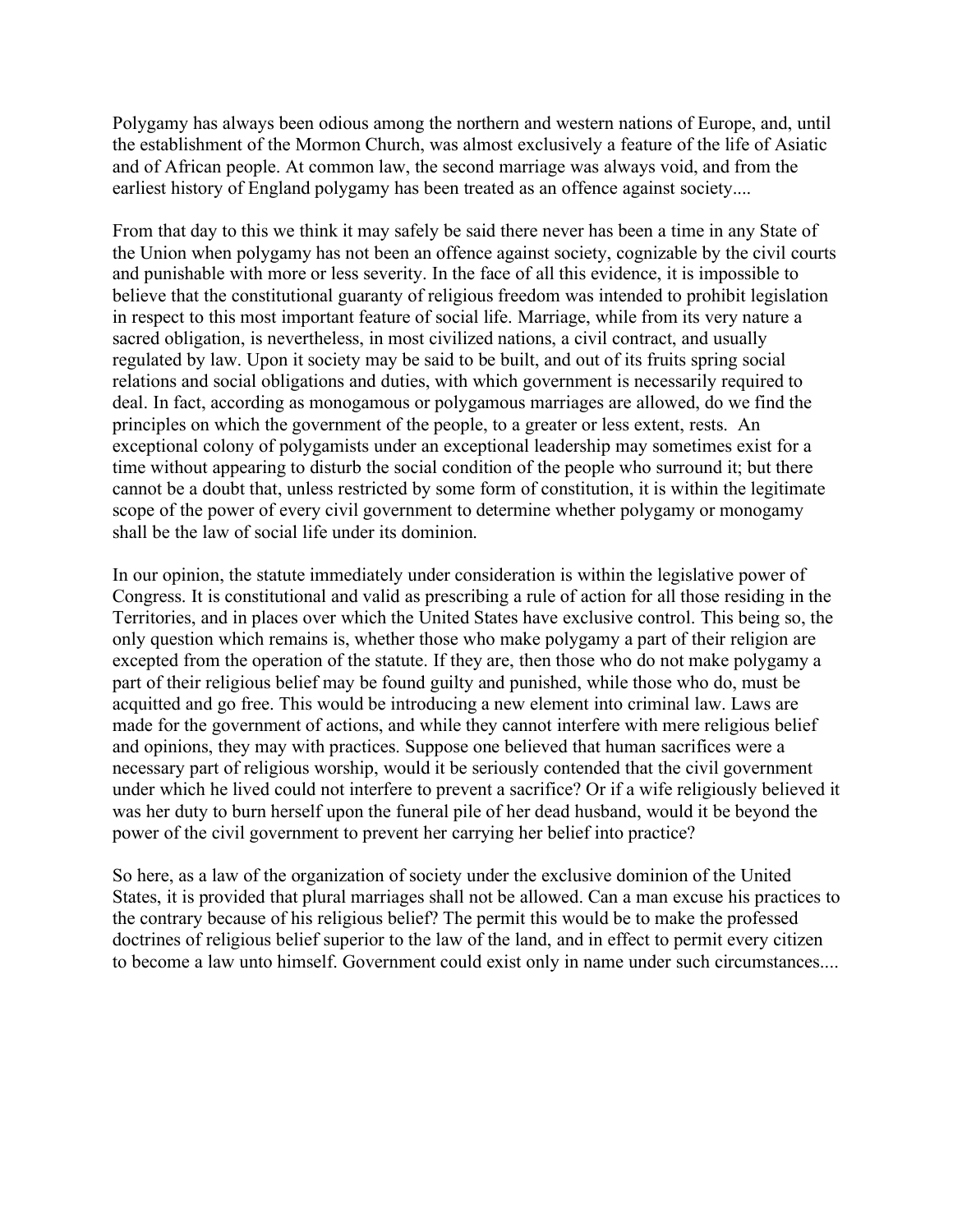Polygamy has always been odious among the northern and western nations of Europe, and, until the establishment of the Mormon Church, was almost exclusively a feature of the life of Asiatic and of African people. At common law, the second marriage was always void, and from the earliest history of England polygamy has been treated as an offence against society....

From that day to this we think it may safely be said there never has been a time in any State of the Union when polygamy has not been an offence against society, cognizable by the civil courts and punishable with more or less severity. In the face of all this evidence, it is impossible to believe that the constitutional guaranty of religious freedom was intended to prohibit legislation in respect to this most important feature of social life. Marriage, while from its very nature a sacred obligation, is nevertheless, in most civilized nations, a civil contract, and usually regulated by law. Upon it society may be said to be built, and out of its fruits spring social relations and social obligations and duties, with which government is necessarily required to deal. In fact, according as monogamous or polygamous marriages are allowed, do we find the principles on which the government of the people, to a greater or less extent, rests. An exceptional colony of polygamists under an exceptional leadership may sometimes exist for a time without appearing to disturb the social condition of the people who surround it; but there cannot be a doubt that, unless restricted by some form of constitution, it is within the legitimate scope of the power of every civil government to determine whether polygamy or monogamy shall be the law of social life under its dominion.

In our opinion, the statute immediately under consideration is within the legislative power of Congress. It is constitutional and valid as prescribing a rule of action for all those residing in the Territories, and in places over which the United States have exclusive control. This being so, the only question which remains is, whether those who make polygamy a part of their religion are excepted from the operation of the statute. If they are, then those who do not make polygamy a part of their religious belief may be found guilty and punished, while those who do, must be acquitted and go free. This would be introducing a new element into criminal law. Laws are made for the government of actions, and while they cannot interfere with mere religious belief and opinions, they may with practices. Suppose one believed that human sacrifices were a necessary part of religious worship, would it be seriously contended that the civil government under which he lived could not interfere to prevent a sacrifice? Or if a wife religiously believed it was her duty to burn herself upon the funeral pile of her dead husband, would it be beyond the power of the civil government to prevent her carrying her belief into practice?

So here, as a law of the organization of society under the exclusive dominion of the United States, it is provided that plural marriages shall not be allowed. Can a man excuse his practices to the contrary because of his religious belief? The permit this would be to make the professed doctrines of religious belief superior to the law of the land, and in effect to permit every citizen to become a law unto himself. Government could exist only in name under such circumstances....